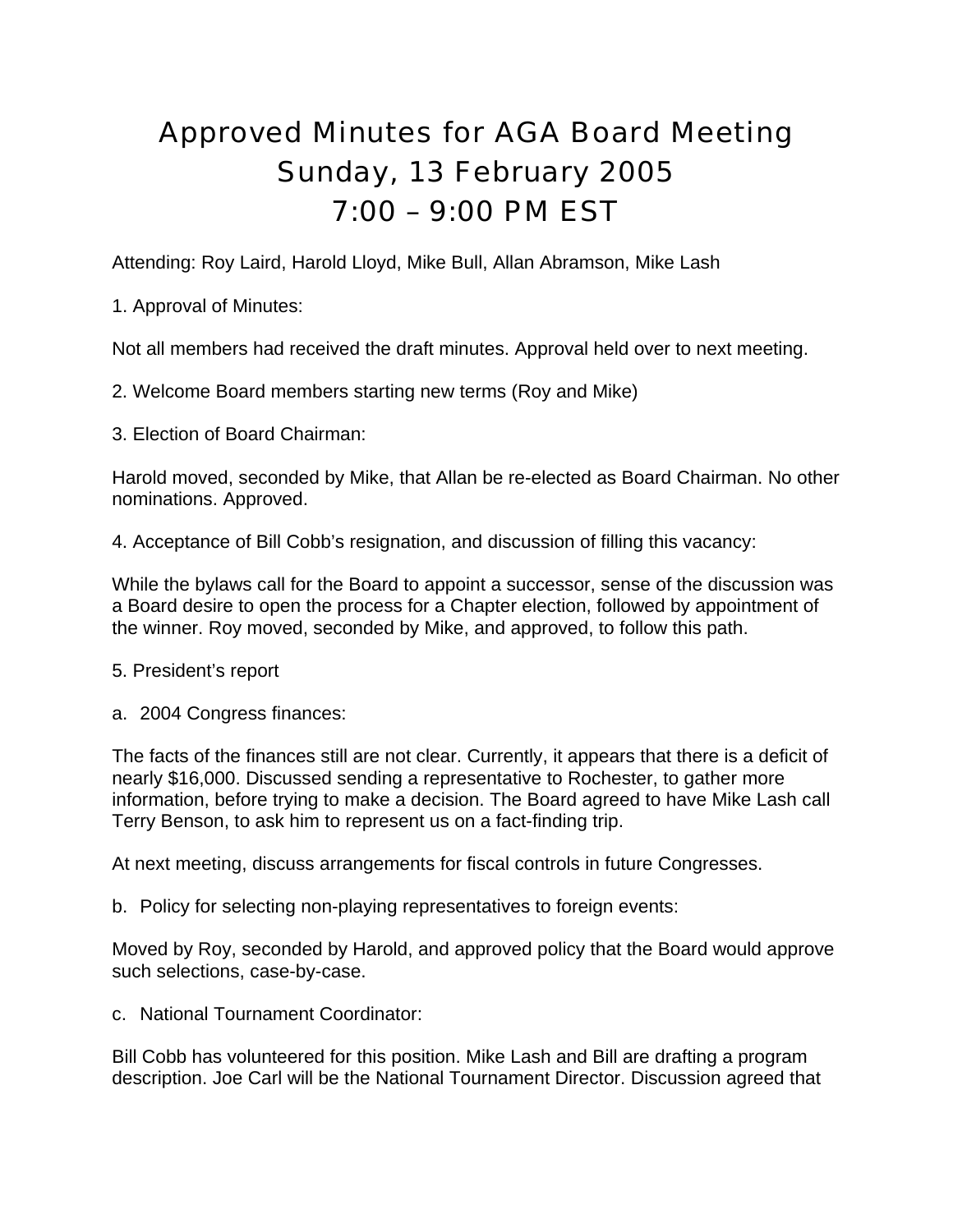# Approved Minutes for AGA Board Meeting
# Sunday, 13 February 2005
# 7:00 – 9:00 PM EST

Attending: Roy Laird, Harold Lloyd, Mike Bull, Allan Abramson, Mike Lash

1. Approval of Minutes:

Not all members had received the draft minutes. Approval held over to next meeting.

2. Welcome Board members starting new terms (Roy and Mike)

3. Election of Board Chairman:

Harold moved, seconded by Mike, that Allan be re-elected as Board Chairman. No other nominations. Approved.

4. Acceptance of Bill Cobb's resignation, and discussion of filling this vacancy:

While the bylaws call for the Board to appoint a successor, sense of the discussion was a Board desire to open the process for a Chapter election, followed by appointment of the winner. Roy moved, seconded by Mike, and approved, to follow this path.

5. President's report

a. 2004 Congress finances:

The facts of the finances still are not clear. Currently, it appears that there is a deficit of nearly $16,000. Discussed sending a representative to Rochester, to gather more information, before trying to make a decision. The Board agreed to have Mike Lash call Terry Benson, to ask him to represent us on a fact-finding trip.

At next meeting, discuss arrangements for fiscal controls in future Congresses.

b. Policy for selecting non-playing representatives to foreign events:

Moved by Roy, seconded by Harold, and approved policy that the Board would approve such selections, case-by-case.

c. National Tournament Coordinator:

Bill Cobb has volunteered for this position. Mike Lash and Bill are drafting a program description. Joe Carl will be the National Tournament Director. Discussion agreed that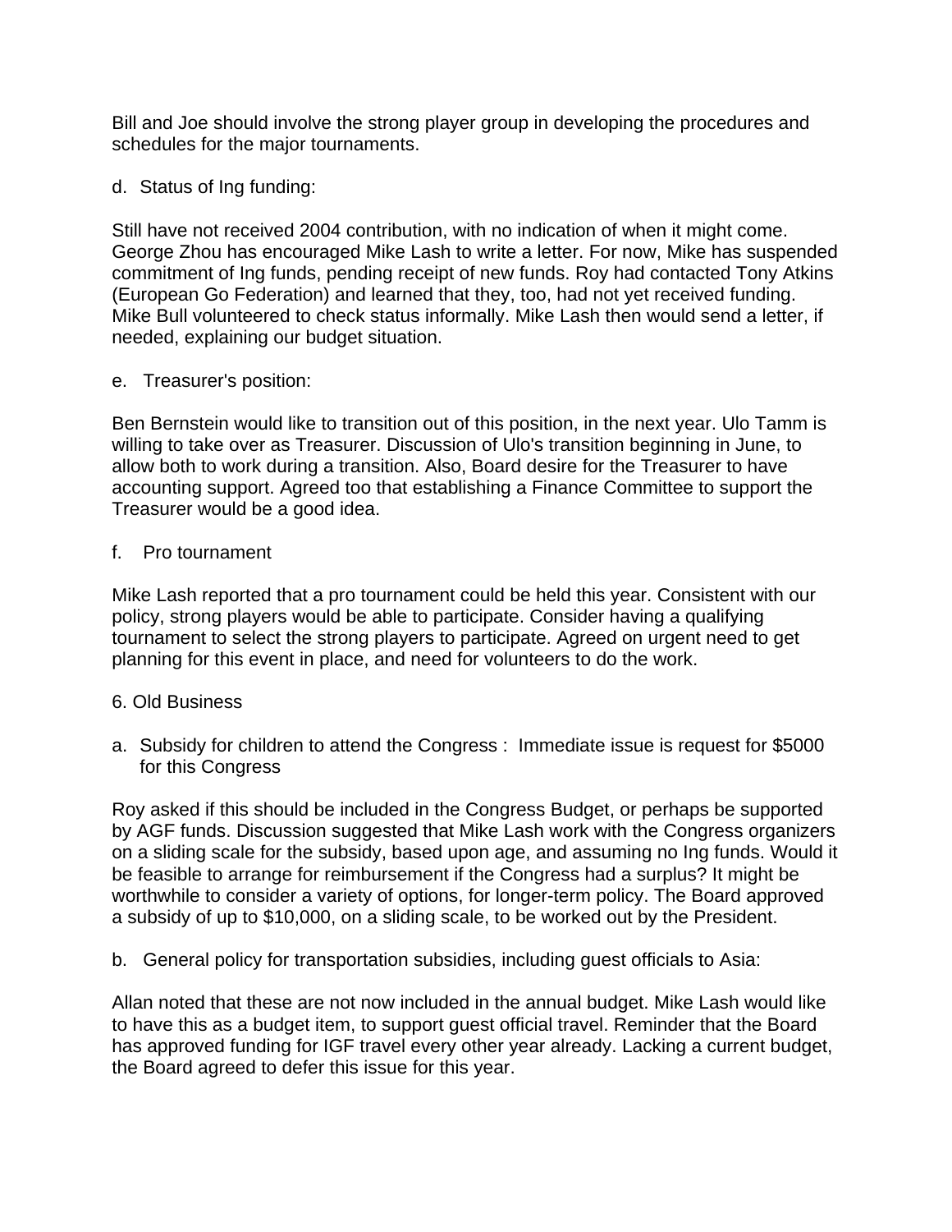Bill and Joe should involve the strong player group in developing the procedures and schedules for the major tournaments.

d. Status of Ing funding:

Still have not received 2004 contribution, with no indication of when it might come. George Zhou has encouraged Mike Lash to write a letter. For now, Mike has suspended commitment of Ing funds, pending receipt of new funds. Roy had contacted Tony Atkins (European Go Federation) and learned that they, too, had not yet received funding. Mike Bull volunteered to check status informally. Mike Lash then would send a letter, if needed, explaining our budget situation.

e. Treasurer's position:

Ben Bernstein would like to transition out of this position, in the next year. Ulo Tamm is willing to take over as Treasurer. Discussion of Ulo's transition beginning in June, to allow both to work during a transition. Also, Board desire for the Treasurer to have accounting support. Agreed too that establishing a Finance Committee to support the Treasurer would be a good idea.

f. Pro tournament

Mike Lash reported that a pro tournament could be held this year. Consistent with our policy, strong players would be able to participate. Consider having a qualifying tournament to select the strong players to participate. Agreed on urgent need to get planning for this event in place, and need for volunteers to do the work.

6. Old Business

a. Subsidy for children to attend the Congress : Immediate issue is request for $5000 for this Congress

Roy asked if this should be included in the Congress Budget, or perhaps be supported by AGF funds. Discussion suggested that Mike Lash work with the Congress organizers on a sliding scale for the subsidy, based upon age, and assuming no Ing funds. Would it be feasible to arrange for reimbursement if the Congress had a surplus? It might be worthwhile to consider a variety of options, for longer-term policy. The Board approved a subsidy of up to $10,000, on a sliding scale, to be worked out by the President.

b. General policy for transportation subsidies, including guest officials to Asia:

Allan noted that these are not now included in the annual budget. Mike Lash would like to have this as a budget item, to support guest official travel. Reminder that the Board has approved funding for IGF travel every other year already. Lacking a current budget, the Board agreed to defer this issue for this year.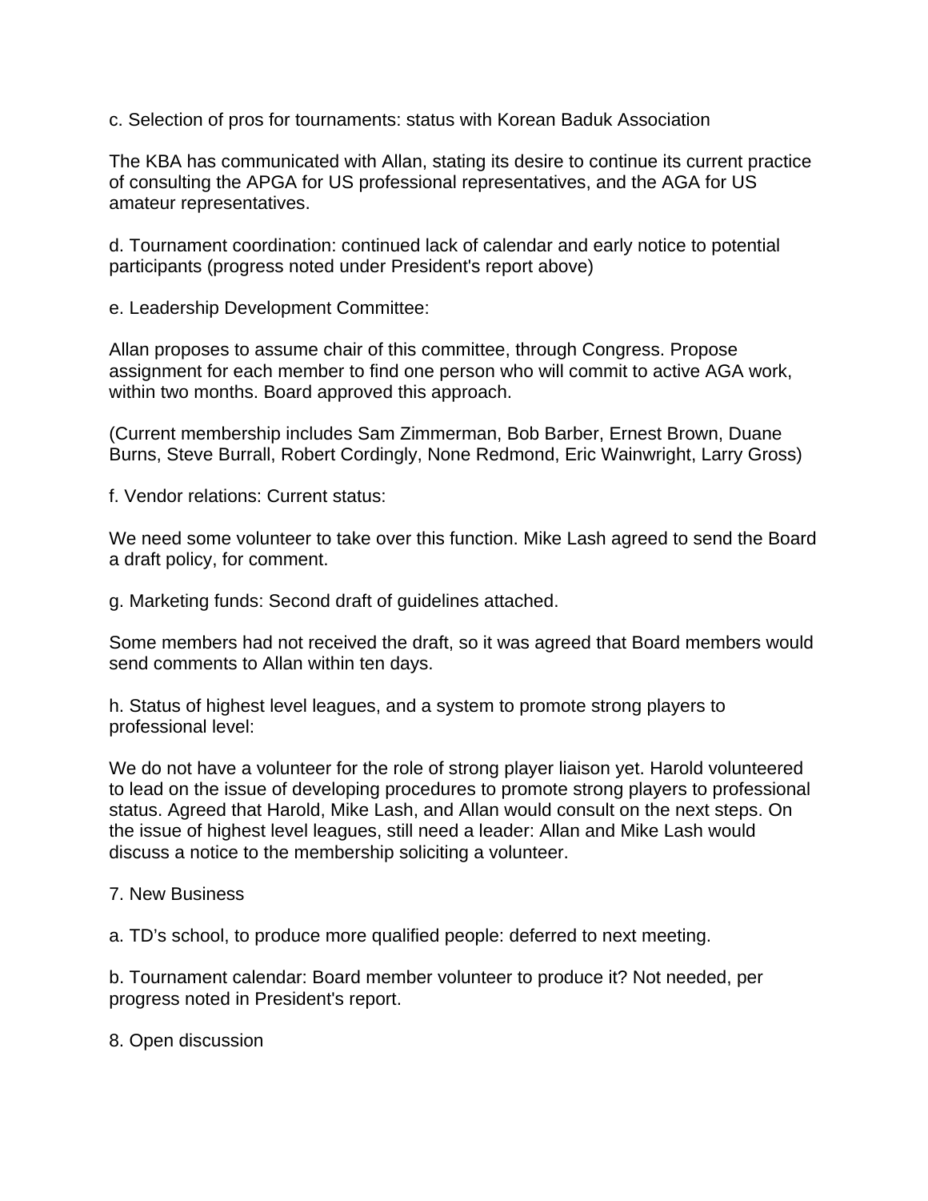c. Selection of pros for tournaments: status with Korean Baduk Association

The KBA has communicated with Allan, stating its desire to continue its current practice of consulting the APGA for US professional representatives, and the AGA for US amateur representatives.

d. Tournament coordination: continued lack of calendar and early notice to potential participants (progress noted under President's report above)

e. Leadership Development Committee:

Allan proposes to assume chair of this committee, through Congress. Propose assignment for each member to find one person who will commit to active AGA work, within two months. Board approved this approach.

(Current membership includes Sam Zimmerman, Bob Barber, Ernest Brown, Duane Burns, Steve Burrall, Robert Cordingly, None Redmond, Eric Wainwright, Larry Gross)

f. Vendor relations: Current status:

We need some volunteer to take over this function. Mike Lash agreed to send the Board a draft policy, for comment.

g. Marketing funds: Second draft of guidelines attached.

Some members had not received the draft, so it was agreed that Board members would send comments to Allan within ten days.

h. Status of highest level leagues, and a system to promote strong players to professional level:

We do not have a volunteer for the role of strong player liaison yet. Harold volunteered to lead on the issue of developing procedures to promote strong players to professional status. Agreed that Harold, Mike Lash, and Allan would consult on the next steps. On the issue of highest level leagues, still need a leader: Allan and Mike Lash would discuss a notice to the membership soliciting a volunteer.

7. New Business

a. TD's school, to produce more qualified people: deferred to next meeting.

b. Tournament calendar: Board member volunteer to produce it? Not needed, per progress noted in President's report.

8. Open discussion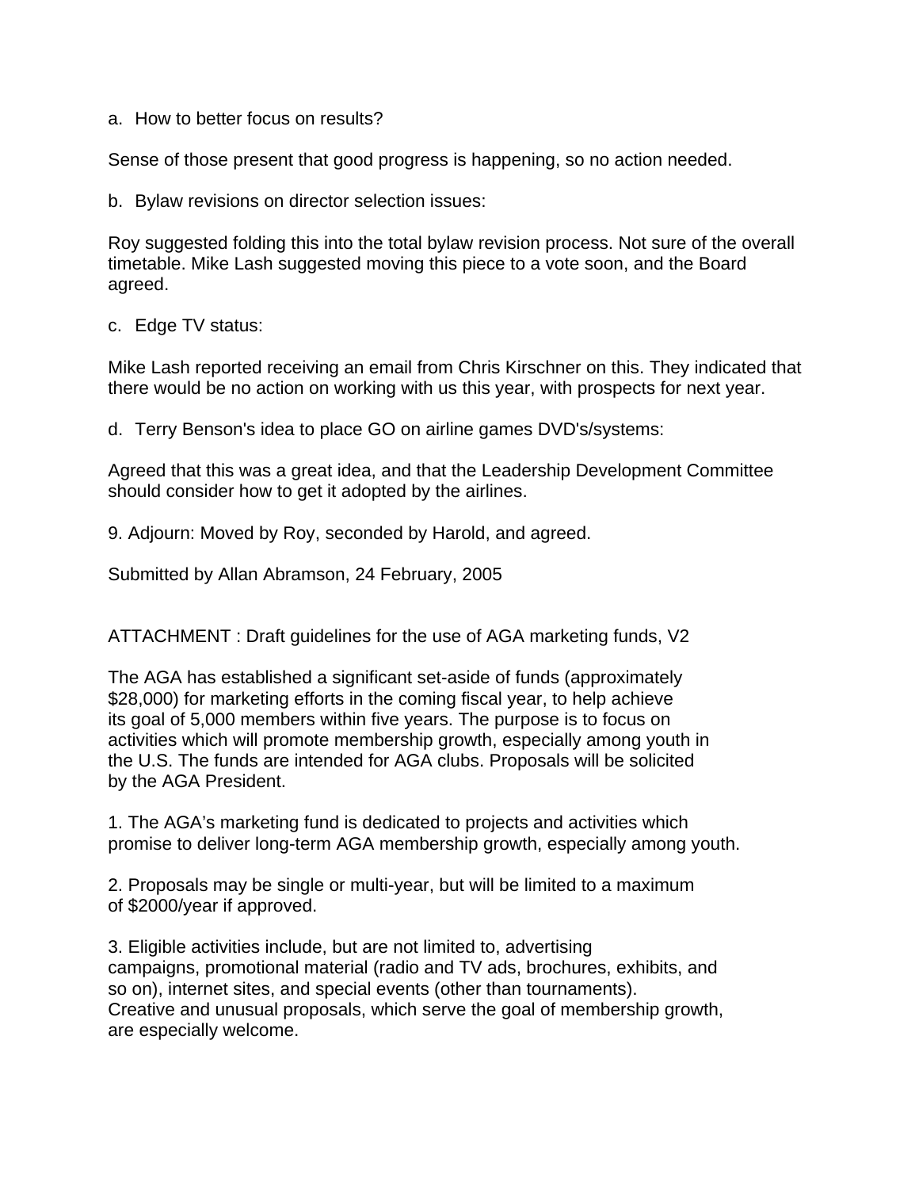a. How to better focus on results?

Sense of those present that good progress is happening, so no action needed.

b. Bylaw revisions on director selection issues:

Roy suggested folding this into the total bylaw revision process. Not sure of the overall timetable. Mike Lash suggested moving this piece to a vote soon, and the Board agreed.

c. Edge TV status:

Mike Lash reported receiving an email from Chris Kirschner on this. They indicated that there would be no action on working with us this year, with prospects for next year.

d. Terry Benson's idea to place GO on airline games DVD's/systems:

Agreed that this was a great idea, and that the Leadership Development Committee should consider how to get it adopted by the airlines.

9. Adjourn: Moved by Roy, seconded by Harold, and agreed.

Submitted by Allan Abramson, 24 February, 2005

ATTACHMENT : Draft guidelines for the use of AGA marketing funds, V2

The AGA has established a significant set-aside of funds (approximately $28,000) for marketing efforts in the coming fiscal year, to help achieve its goal of 5,000 members within five years. The purpose is to focus on activities which will promote membership growth, especially among youth in the U.S. The funds are intended for AGA clubs. Proposals will be solicited by the AGA President.

1. The AGA's marketing fund is dedicated to projects and activities which promise to deliver long-term AGA membership growth, especially among youth.

2. Proposals may be single or multi-year, but will be limited to a maximum of $2000/year if approved.

3. Eligible activities include, but are not limited to, advertising campaigns, promotional material (radio and TV ads, brochures, exhibits, and so on), internet sites, and special events (other than tournaments). Creative and unusual proposals, which serve the goal of membership growth, are especially welcome.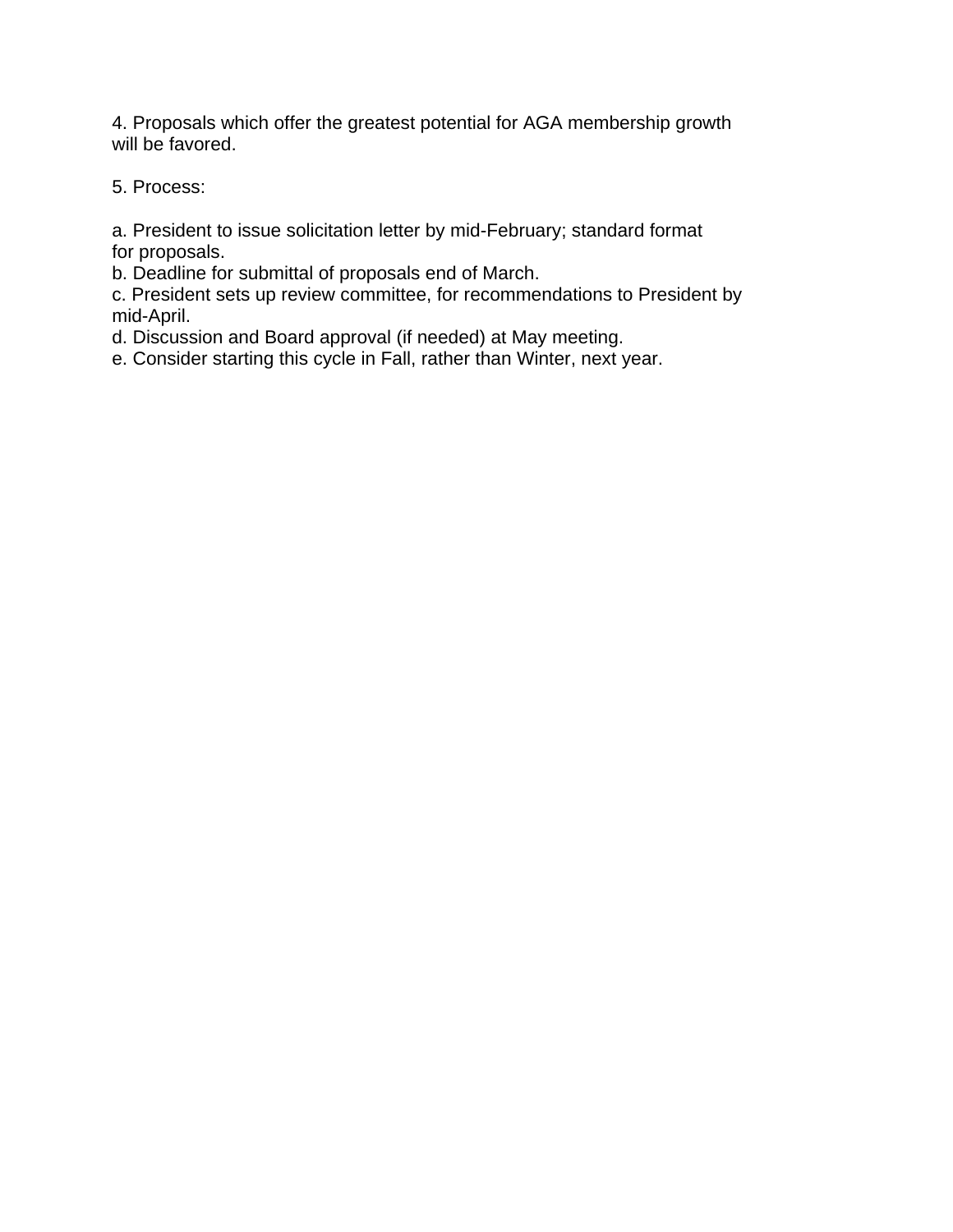4. Proposals which offer the greatest potential for AGA membership growth will be favored.

5. Process:

a. President to issue solicitation letter by mid-February; standard format for proposals.
b. Deadline for submittal of proposals end of March.
c. President sets up review committee, for recommendations to President by mid-April.
d. Discussion and Board approval (if needed) at May meeting.
e. Consider starting this cycle in Fall, rather than Winter, next year.